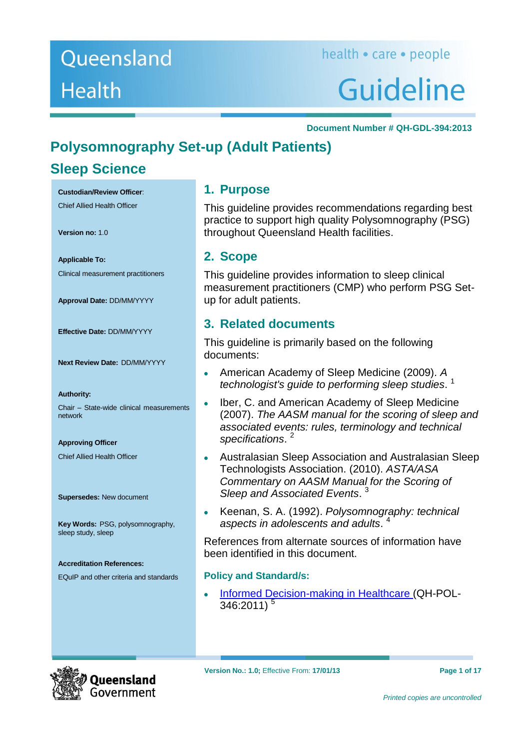Queensland Health

health • care • people

Guideline

Document Number # QH-GDL-394:2013

# Polysomnography Set-up (Adult Patients)

## Sleep Science

**Custodian/Review Officer**:
Chief Allied Health Officer

**Version no:** 1.0

**Applicable To:**
Clinical measurement practitioners

**Approval Date:** DD/MM/YYYY

**Effective Date:** DD/MM/YYYY

**Next Review Date:** DD/MM/YYYY

**Authority:**
Chair – State-wide clinical measurements network

**Approving Officer**
Chief Allied Health Officer

**Supersedes:** New document

**Key Words:** PSG, polysomnography, sleep study, sleep

**Accreditation References:**
EQuIP and other criteria and standards

## 1. Purpose

This guideline provides recommendations regarding best practice to support high quality Polysomnography (PSG) throughout Queensland Health facilities.

## 2. Scope

This guideline provides information to sleep clinical measurement practitioners (CMP) who perform PSG Set-up for adult patients.

## 3. Related documents

This guideline is primarily based on the following documents:

- American Academy of Sleep Medicine (2009). *A technologist's guide to performing sleep studies*. [1]
- Iber, C. and American Academy of Sleep Medicine (2007). *The AASM manual for the scoring of sleep and associated events: rules, terminology and technical specifications*. [2]
- Australasian Sleep Association and Australasian Sleep Technologists Association. (2010). *ASTA/ASA Commentary on AASM Manual for the Scoring of Sleep and Associated Events*. [3]
- Keenan, S. A. (1992). *Polysomnography: technical aspects in adolescents and adults*. [4]

References from alternate sources of information have been identified in this document.

**Policy and Standard/s:**

- Informed Decision-making in Healthcare (QH-POL-346:2011) [5]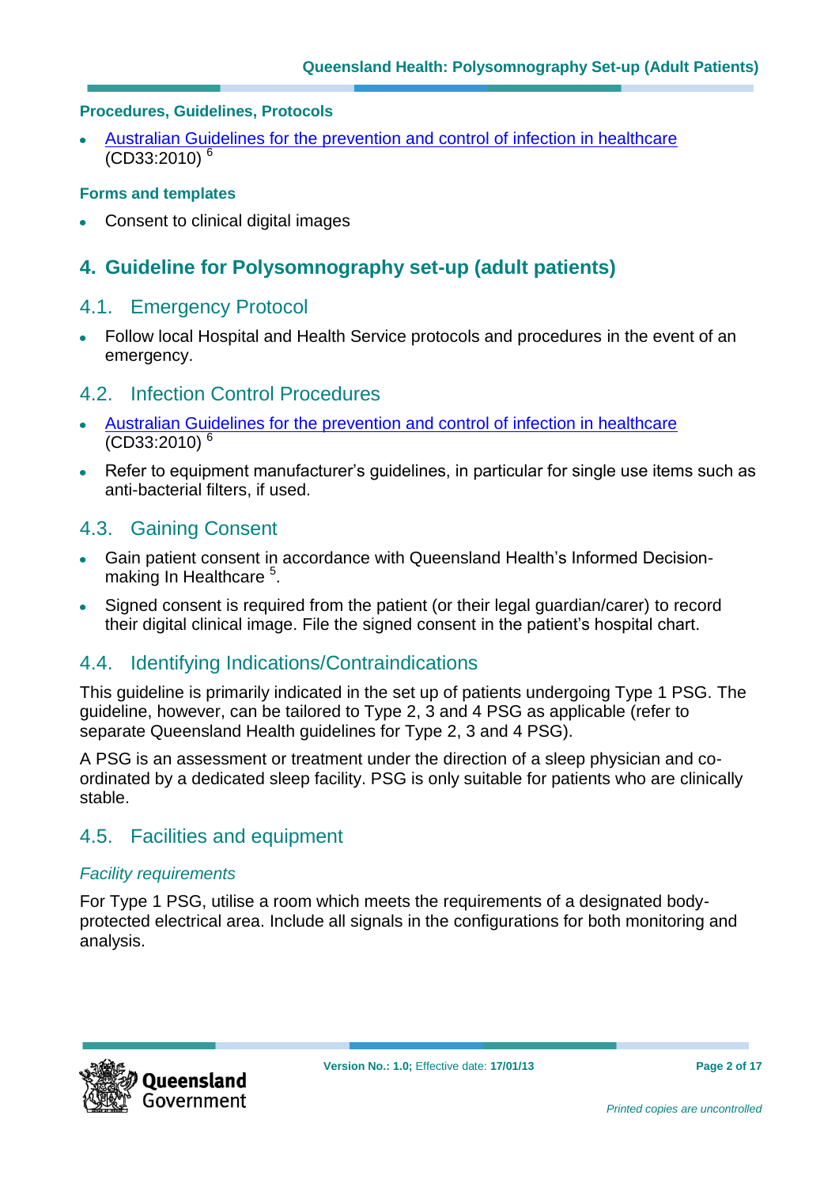### Procedures, Guidelines, Protocols

- Australian Guidelines for the prevention and control of infection in healthcare (CD33:2010) [6]

### Forms and templates

- Consent to clinical digital images

# 4. Guideline for Polysomnography set-up (adult patients)

## 4.1. Emergency Protocol

- Follow local Hospital and Health Service protocols and procedures in the event of an emergency.

## 4.2. Infection Control Procedures

- Australian Guidelines for the prevention and control of infection in healthcare (CD33:2010) [6]
- Refer to equipment manufacturer's guidelines, in particular for single use items such as anti-bacterial filters, if used.

## 4.3. Gaining Consent

- Gain patient consent in accordance with Queensland Health's Informed Decision-making In Healthcare [5].
- Signed consent is required from the patient (or their legal guardian/carer) to record their digital clinical image. File the signed consent in the patient's hospital chart.

## 4.4. Identifying Indications/Contraindications

This guideline is primarily indicated in the set up of patients undergoing Type 1 PSG. The guideline, however, can be tailored to Type 2, 3 and 4 PSG as applicable (refer to separate Queensland Health guidelines for Type 2, 3 and 4 PSG).

A PSG is an assessment or treatment under the direction of a sleep physician and co-ordinated by a dedicated sleep facility. PSG is only suitable for patients who are clinically stable.

## 4.5. Facilities and equipment

*Facility requirements*

For Type 1 PSG, utilise a room which meets the requirements of a designated body-protected electrical area. Include all signals in the configurations for both monitoring and analysis.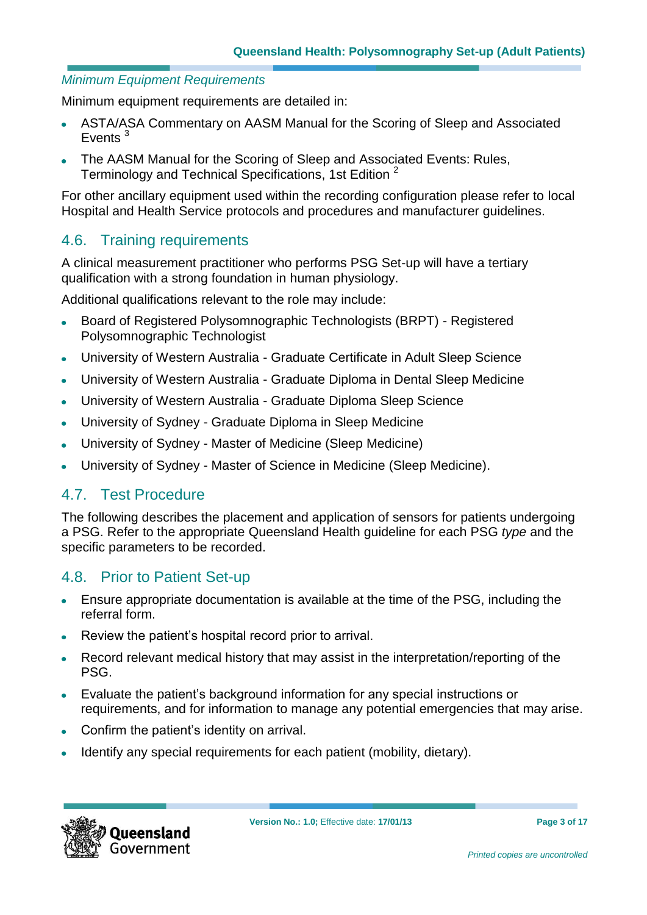*Minimum Equipment Requirements*

Minimum equipment requirements are detailed in:

- ASTA/ASA Commentary on AASM Manual for the Scoring of Sleep and Associated Events [3]
- The AASM Manual for the Scoring of Sleep and Associated Events: Rules, Terminology and Technical Specifications, 1st Edition [2]

For other ancillary equipment used within the recording configuration please refer to local Hospital and Health Service protocols and procedures and manufacturer guidelines.

## 4.6. Training requirements

A clinical measurement practitioner who performs PSG Set-up will have a tertiary qualification with a strong foundation in human physiology.

Additional qualifications relevant to the role may include:

- Board of Registered Polysomnographic Technologists (BRPT) - Registered Polysomnographic Technologist
- University of Western Australia - Graduate Certificate in Adult Sleep Science
- University of Western Australia - Graduate Diploma in Dental Sleep Medicine
- University of Western Australia - Graduate Diploma Sleep Science
- University of Sydney - Graduate Diploma in Sleep Medicine
- University of Sydney - Master of Medicine (Sleep Medicine)
- University of Sydney - Master of Science in Medicine (Sleep Medicine).

## 4.7. Test Procedure

The following describes the placement and application of sensors for patients undergoing a PSG. Refer to the appropriate Queensland Health guideline for each PSG *type* and the specific parameters to be recorded.

## 4.8. Prior to Patient Set-up

- Ensure appropriate documentation is available at the time of the PSG, including the referral form.
- Review the patient's hospital record prior to arrival.
- Record relevant medical history that may assist in the interpretation/reporting of the PSG.
- Evaluate the patient's background information for any special instructions or requirements, and for information to manage any potential emergencies that may arise.
- Confirm the patient's identity on arrival.
- Identify any special requirements for each patient (mobility, dietary).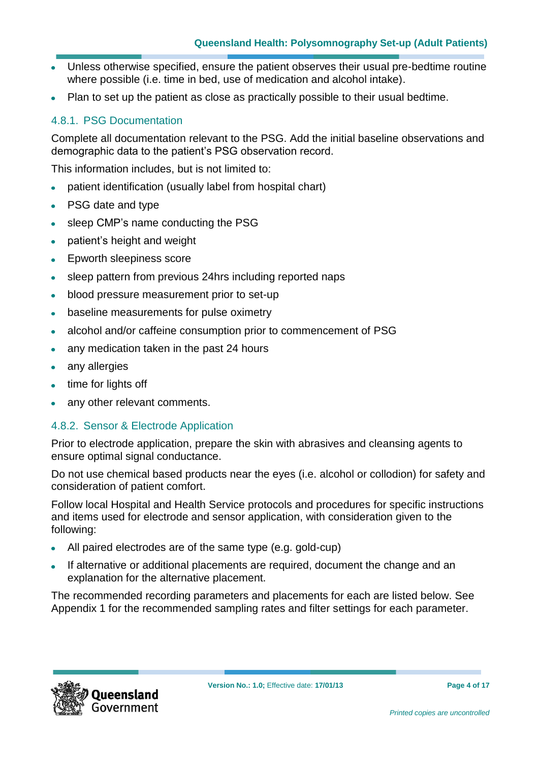- Unless otherwise specified, ensure the patient observes their usual pre-bedtime routine where possible (i.e. time in bed, use of medication and alcohol intake).
- Plan to set up the patient as close as practically possible to their usual bedtime.

### 4.8.1. PSG Documentation

Complete all documentation relevant to the PSG. Add the initial baseline observations and demographic data to the patient's PSG observation record.

This information includes, but is not limited to:

- patient identification (usually label from hospital chart)
- PSG date and type
- sleep CMP's name conducting the PSG
- patient's height and weight
- Epworth sleepiness score
- sleep pattern from previous 24hrs including reported naps
- blood pressure measurement prior to set-up
- baseline measurements for pulse oximetry
- alcohol and/or caffeine consumption prior to commencement of PSG
- any medication taken in the past 24 hours
- any allergies
- time for lights off
- any other relevant comments.

### 4.8.2. Sensor & Electrode Application

Prior to electrode application, prepare the skin with abrasives and cleansing agents to ensure optimal signal conductance.

Do not use chemical based products near the eyes (i.e. alcohol or collodion) for safety and consideration of patient comfort.

Follow local Hospital and Health Service protocols and procedures for specific instructions and items used for electrode and sensor application, with consideration given to the following:

- All paired electrodes are of the same type (e.g. gold-cup)
- If alternative or additional placements are required, document the change and an explanation for the alternative placement.

The recommended recording parameters and placements for each are listed below. See Appendix 1 for the recommended sampling rates and filter settings for each parameter.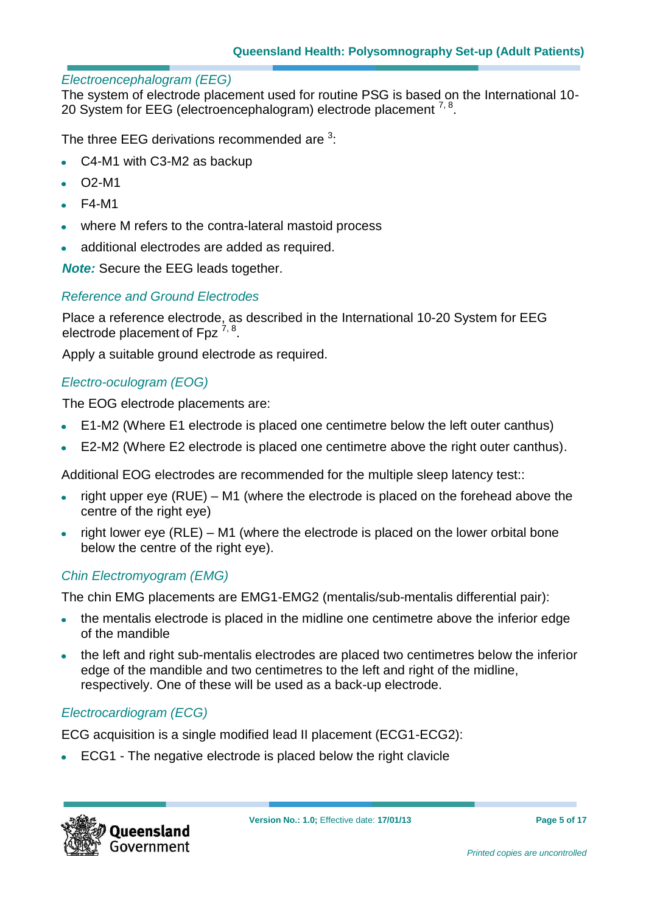### *Electroencephalogram (EEG)*

The system of electrode placement used for routine PSG is based on the International 10-20 System for EEG (electroencephalogram) electrode placement [7, 8].

The three EEG derivations recommended are [3]:

- C4-M1 with C3-M2 as backup
- O2-M1
- F4-M1
- where M refers to the contra-lateral mastoid process
- additional electrodes are added as required.

***Note:*** Secure the EEG leads together.

### *Reference and Ground Electrodes*

Place a reference electrode, as described in the International 10-20 System for EEG electrode placement of Fpz [7, 8].

Apply a suitable ground electrode as required.

### *Electro-oculogram (EOG)*

The EOG electrode placements are:

- E1-M2 (Where E1 electrode is placed one centimetre below the left outer canthus)
- E2-M2 (Where E2 electrode is placed one centimetre above the right outer canthus).

Additional EOG electrodes are recommended for the multiple sleep latency test::

- right upper eye (RUE) – M1 (where the electrode is placed on the forehead above the centre of the right eye)
- right lower eye (RLE) – M1 (where the electrode is placed on the lower orbital bone below the centre of the right eye).

### *Chin Electromyogram (EMG)*

The chin EMG placements are EMG1-EMG2 (mentalis/sub-mentalis differential pair):

- the mentalis electrode is placed in the midline one centimetre above the inferior edge of the mandible
- the left and right sub-mentalis electrodes are placed two centimetres below the inferior edge of the mandible and two centimetres to the left and right of the midline, respectively. One of these will be used as a back-up electrode.

### *Electrocardiogram (ECG)*

ECG acquisition is a single modified lead II placement (ECG1-ECG2):

- ECG1 - The negative electrode is placed below the right clavicle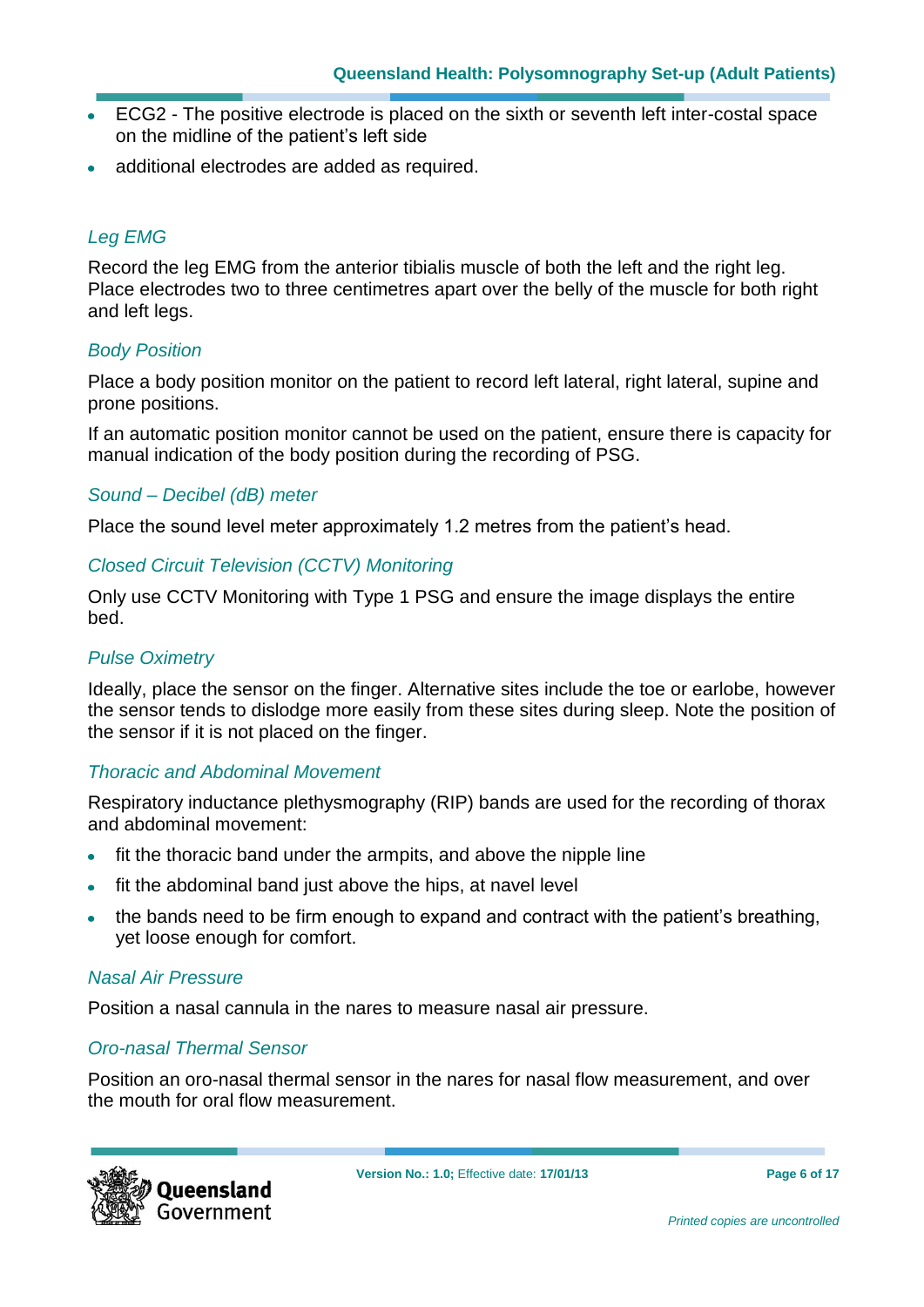- ECG2 - The positive electrode is placed on the sixth or seventh left inter-costal space on the midline of the patient's left side
- additional electrodes are added as required.

### *Leg EMG*

Record the leg EMG from the anterior tibialis muscle of both the left and the right leg. Place electrodes two to three centimetres apart over the belly of the muscle for both right and left legs.

### *Body Position*

Place a body position monitor on the patient to record left lateral, right lateral, supine and prone positions.

If an automatic position monitor cannot be used on the patient, ensure there is capacity for manual indication of the body position during the recording of PSG.

### *Sound – Decibel (dB) meter*

Place the sound level meter approximately 1.2 metres from the patient's head.

### *Closed Circuit Television (CCTV) Monitoring*

Only use CCTV Monitoring with Type 1 PSG and ensure the image displays the entire bed.

### *Pulse Oximetry*

Ideally, place the sensor on the finger. Alternative sites include the toe or earlobe, however the sensor tends to dislodge more easily from these sites during sleep. Note the position of the sensor if it is not placed on the finger.

### *Thoracic and Abdominal Movement*

Respiratory inductance plethysmography (RIP) bands are used for the recording of thorax and abdominal movement:

- fit the thoracic band under the armpits, and above the nipple line
- fit the abdominal band just above the hips, at navel level
- the bands need to be firm enough to expand and contract with the patient's breathing, yet loose enough for comfort.

### *Nasal Air Pressure*

Position a nasal cannula in the nares to measure nasal air pressure.

### *Oro-nasal Thermal Sensor*

Position an oro-nasal thermal sensor in the nares for nasal flow measurement, and over the mouth for oral flow measurement.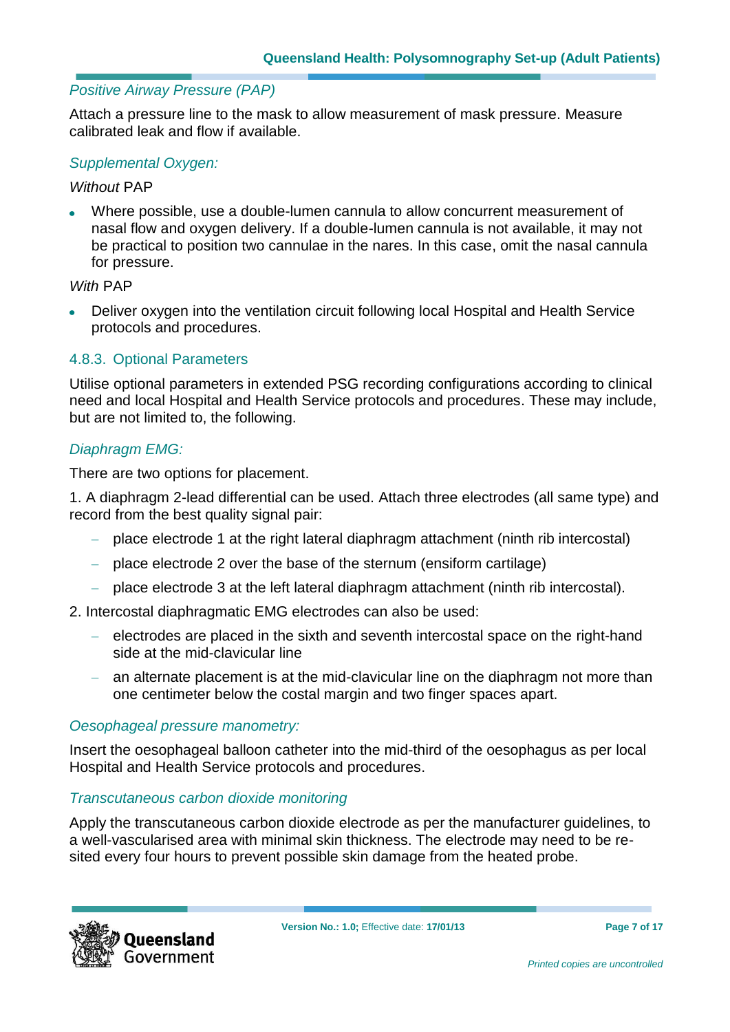*Positive Airway Pressure (PAP)*

Attach a pressure line to the mask to allow measurement of mask pressure. Measure calibrated leak and flow if available.

*Supplemental Oxygen:*

*Without* PAP

- Where possible, use a double-lumen cannula to allow concurrent measurement of nasal flow and oxygen delivery. If a double-lumen cannula is not available, it may not be practical to position two cannulae in the nares. In this case, omit the nasal cannula for pressure.

*With* PAP

- Deliver oxygen into the ventilation circuit following local Hospital and Health Service protocols and procedures.

### 4.8.3. Optional Parameters

Utilise optional parameters in extended PSG recording configurations according to clinical need and local Hospital and Health Service protocols and procedures. These may include, but are not limited to, the following.

*Diaphragm EMG:*

There are two options for placement.

1. A diaphragm 2-lead differential can be used. Attach three electrodes (all same type) and record from the best quality signal pair:
   - place electrode 1 at the right lateral diaphragm attachment (ninth rib intercostal)
   - place electrode 2 over the base of the sternum (ensiform cartilage)
   - place electrode 3 at the left lateral diaphragm attachment (ninth rib intercostal).
2. Intercostal diaphragmatic EMG electrodes can also be used:
   - electrodes are placed in the sixth and seventh intercostal space on the right-hand side at the mid-clavicular line
   - an alternate placement is at the mid-clavicular line on the diaphragm not more than one centimeter below the costal margin and two finger spaces apart.

*Oesophageal pressure manometry:*

Insert the oesophageal balloon catheter into the mid-third of the oesophagus as per local Hospital and Health Service protocols and procedures.

*Transcutaneous carbon dioxide monitoring*

Apply the transcutaneous carbon dioxide electrode as per the manufacturer guidelines, to a well-vascularised area with minimal skin thickness. The electrode may need to be re-sited every four hours to prevent possible skin damage from the heated probe.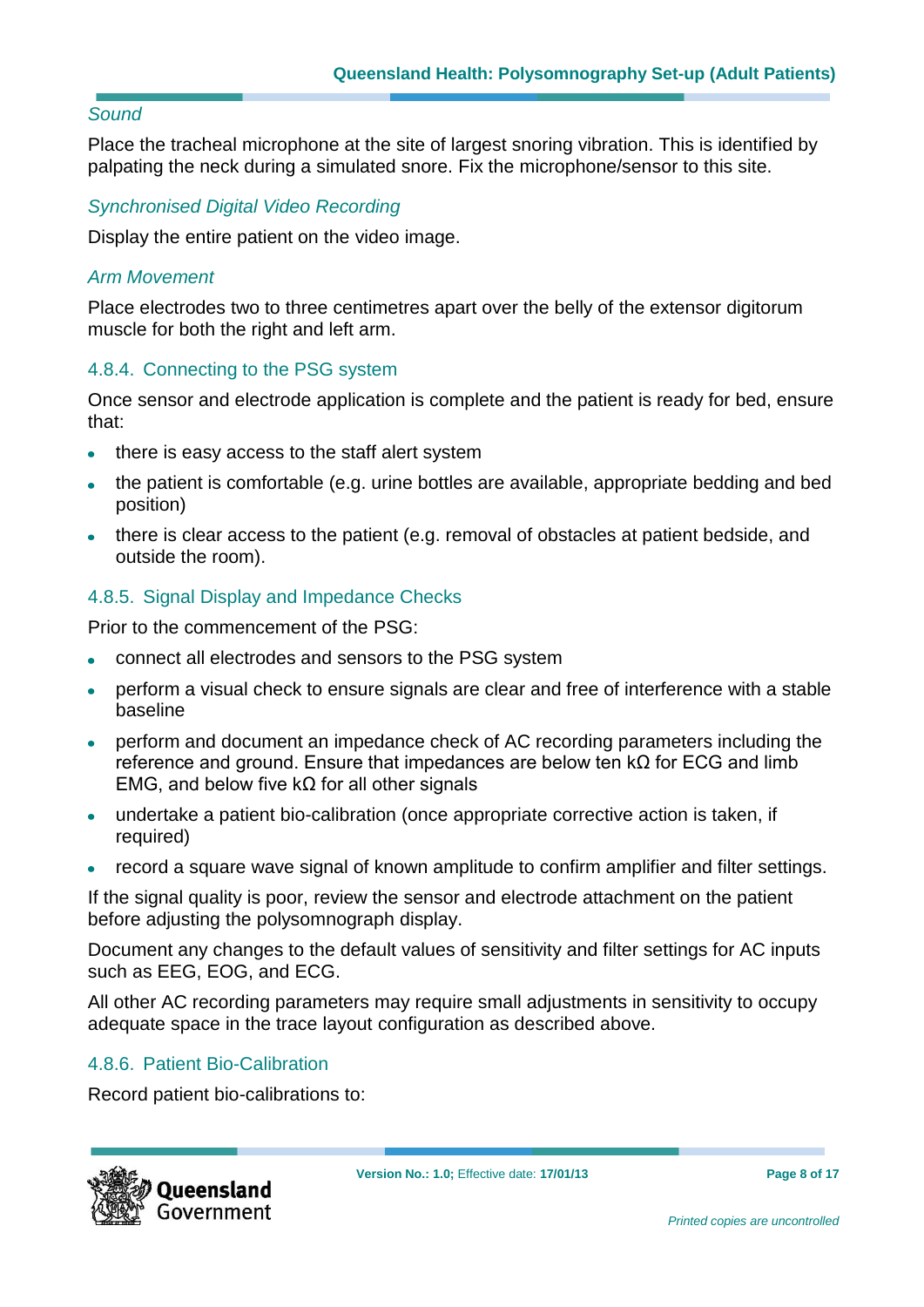*Sound*

Place the tracheal microphone at the site of largest snoring vibration. This is identified by palpating the neck during a simulated snore. Fix the microphone/sensor to this site.

*Synchronised Digital Video Recording*

Display the entire patient on the video image.

*Arm Movement*

Place electrodes two to three centimetres apart over the belly of the extensor digitorum muscle for both the right and left arm.

#### 4.8.4. Connecting to the PSG system

Once sensor and electrode application is complete and the patient is ready for bed, ensure that:

- there is easy access to the staff alert system
- the patient is comfortable (e.g. urine bottles are available, appropriate bedding and bed position)
- there is clear access to the patient (e.g. removal of obstacles at patient bedside, and outside the room).

#### 4.8.5. Signal Display and Impedance Checks

Prior to the commencement of the PSG:

- connect all electrodes and sensors to the PSG system
- perform a visual check to ensure signals are clear and free of interference with a stable baseline
- perform and document an impedance check of AC recording parameters including the reference and ground. Ensure that impedances are below ten kΩ for ECG and limb EMG, and below five kΩ for all other signals
- undertake a patient bio-calibration (once appropriate corrective action is taken, if required)
- record a square wave signal of known amplitude to confirm amplifier and filter settings.

If the signal quality is poor, review the sensor and electrode attachment on the patient before adjusting the polysomnograph display.

Document any changes to the default values of sensitivity and filter settings for AC inputs such as EEG, EOG, and ECG.

All other AC recording parameters may require small adjustments in sensitivity to occupy adequate space in the trace layout configuration as described above.

#### 4.8.6. Patient Bio-Calibration

Record patient bio-calibrations to: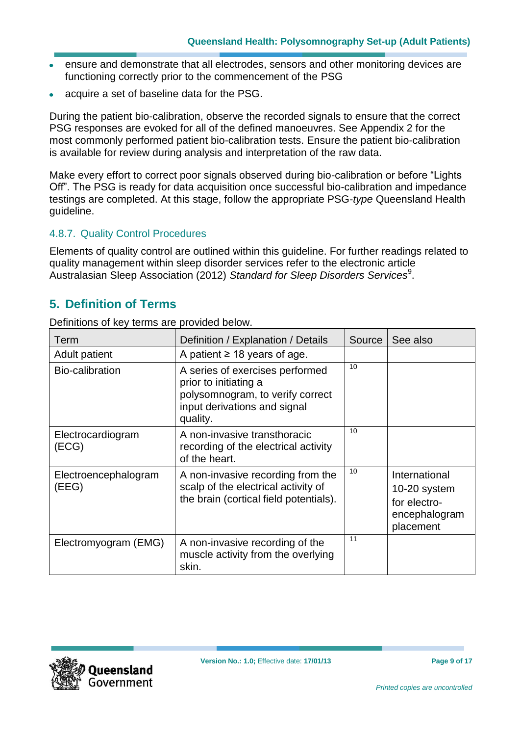- ensure and demonstrate that all electrodes, sensors and other monitoring devices are functioning correctly prior to the commencement of the PSG
- acquire a set of baseline data for the PSG.

During the patient bio-calibration, observe the recorded signals to ensure that the correct PSG responses are evoked for all of the defined manoeuvres. See Appendix 2 for the most commonly performed patient bio-calibration tests. Ensure the patient bio-calibration is available for review during analysis and interpretation of the raw data.

Make every effort to correct poor signals observed during bio-calibration or before "Lights Off". The PSG is ready for data acquisition once successful bio-calibration and impedance testings are completed. At this stage, follow the appropriate PSG-*type* Queensland Health guideline.

### 4.8.7. Quality Control Procedures

Elements of quality control are outlined within this guideline. For further readings related to quality management within sleep disorder services refer to the electronic article Australasian Sleep Association (2012) *Standard for Sleep Disorders Services*[9].

## 5. Definition of Terms

Definitions of key terms are provided below.

| Term | Definition / Explanation / Details | Source | See also |
|---|---|---|---|
| Adult patient | A patient ≥ 18 years of age. | | |
| Bio-calibration | A series of exercises performed prior to initiating a polysomnogram, to verify correct input derivations and signal quality. | 10 | |
| Electrocardiogram (ECG) | A non-invasive transthoracic recording of the electrical activity of the heart. | 10 | |
| Electroencephalogram (EEG) | A non-invasive recording from the scalp of the electrical activity of the brain (cortical field potentials). | 10 | International 10-20 system for electro-encephalogram placement |
| Electromyogram (EMG) | A non-invasive recording of the muscle activity from the overlying skin. | 11 | |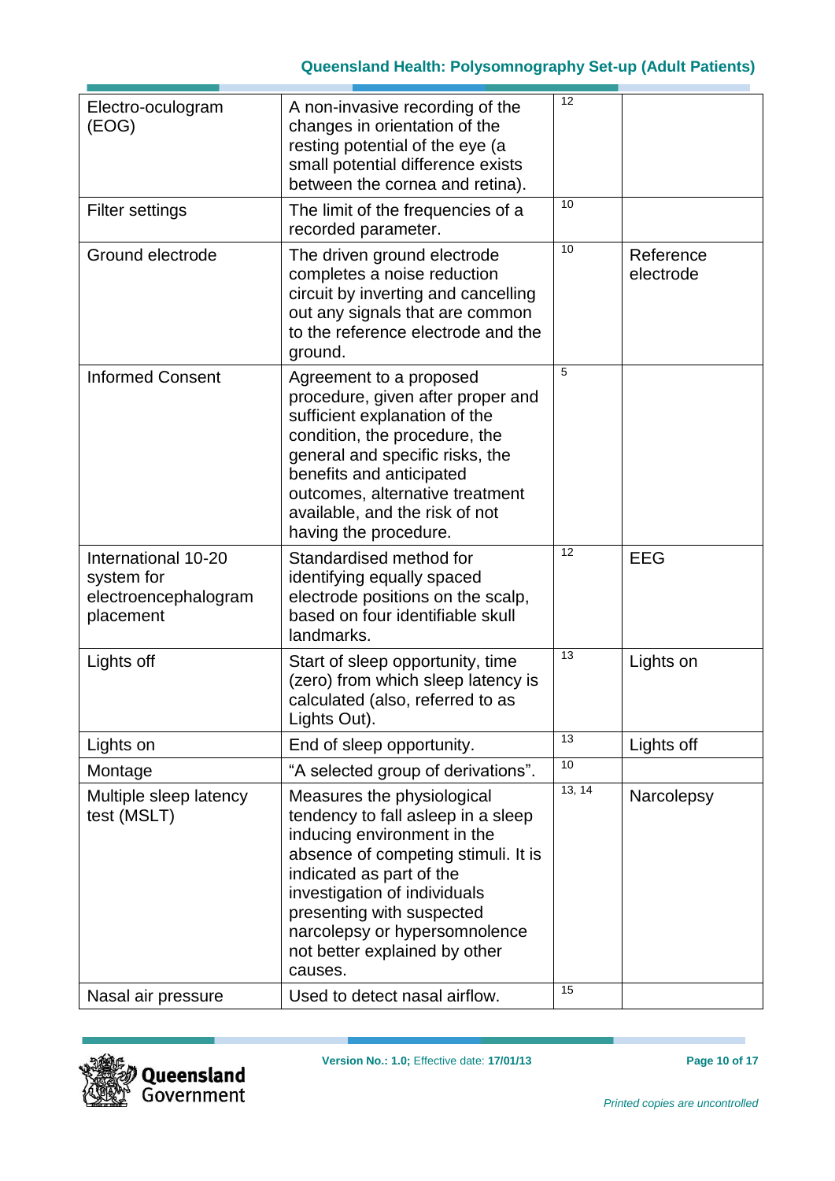| | | | |
|---|---|---|---|
| Electro-oculogram (EOG) | A non-invasive recording of the changes in orientation of the resting potential of the eye (a small potential difference exists between the cornea and retina). | 12 | |
| Filter settings | The limit of the frequencies of a recorded parameter. | 10 | |
| Ground electrode | The driven ground electrode completes a noise reduction circuit by inverting and cancelling out any signals that are common to the reference electrode and the ground. | 10 | Reference electrode |
| Informed Consent | Agreement to a proposed procedure, given after proper and sufficient explanation of the condition, the procedure, the general and specific risks, the benefits and anticipated outcomes, alternative treatment available, and the risk of not having the procedure. | 5 | |
| International 10-20 system for electroencephalogram placement | Standardised method for identifying equally spaced electrode positions on the scalp, based on four identifiable skull landmarks. | 12 | EEG |
| Lights off | Start of sleep opportunity, time (zero) from which sleep latency is calculated (also, referred to as Lights Out). | 13 | Lights on |
| Lights on | End of sleep opportunity. | 13 | Lights off |
| Montage | "A selected group of derivations". | 10 | |
| Multiple sleep latency test (MSLT) | Measures the physiological tendency to fall asleep in a sleep inducing environment in the absence of competing stimuli. It is indicated as part of the investigation of individuals presenting with suspected narcolepsy or hypersomnolence not better explained by other causes. | 13, 14 | Narcolepsy |
| Nasal air pressure | Used to detect nasal airflow. | 15 | |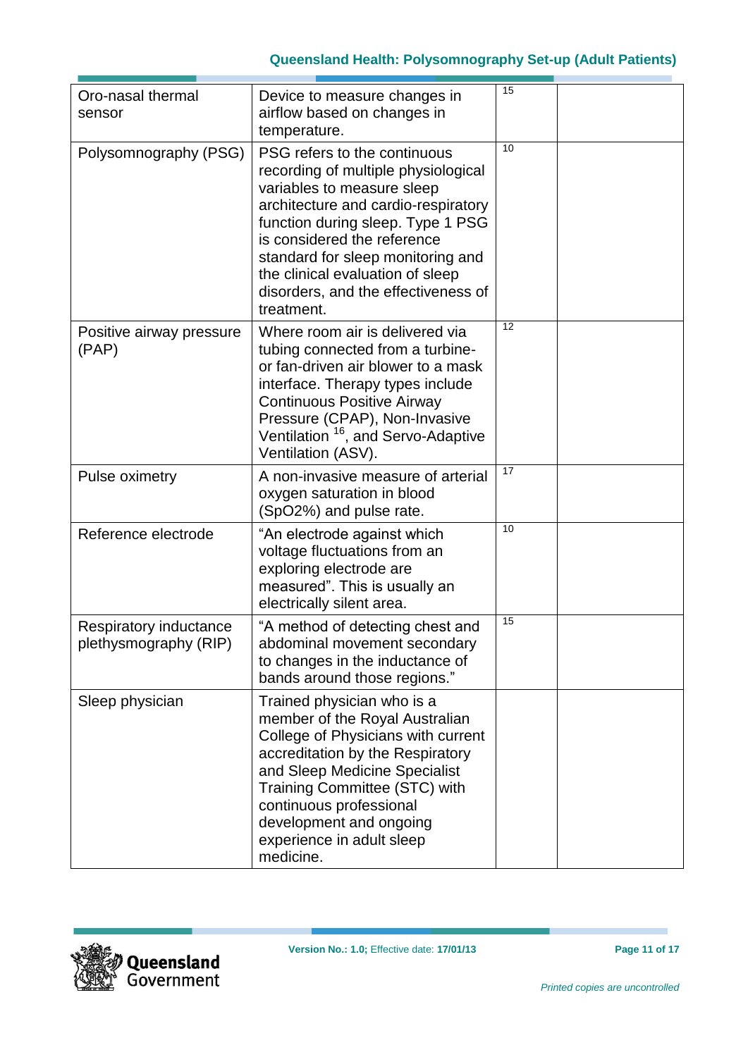| | | | |
|---|---|---|---|
| Oro-nasal thermal sensor | Device to measure changes in airflow based on changes in temperature. | 15 | |
| Polysomnography (PSG) | PSG refers to the continuous recording of multiple physiological variables to measure sleep architecture and cardio-respiratory function during sleep. Type 1 PSG is considered the reference standard for sleep monitoring and the clinical evaluation of sleep disorders, and the effectiveness of treatment. | 10 | |
| Positive airway pressure (PAP) | Where room air is delivered via tubing connected from a turbine- or fan-driven air blower to a mask interface. Therapy types include Continuous Positive Airway Pressure (CPAP), Non-Invasive Ventilation [16], and Servo-Adaptive Ventilation (ASV). | 12 | |
| Pulse oximetry | A non-invasive measure of arterial oxygen saturation in blood (SpO2%) and pulse rate. | 17 | |
| Reference electrode | "An electrode against which voltage fluctuations from an exploring electrode are measured". This is usually an electrically silent area. | 10 | |
| Respiratory inductance plethysmography (RIP) | "A method of detecting chest and abdominal movement secondary to changes in the inductance of bands around those regions." | 15 | |
| Sleep physician | Trained physician who is a member of the Royal Australian College of Physicians with current accreditation by the Respiratory and Sleep Medicine Specialist Training Committee (STC) with continuous professional development and ongoing experience in adult sleep medicine. | | |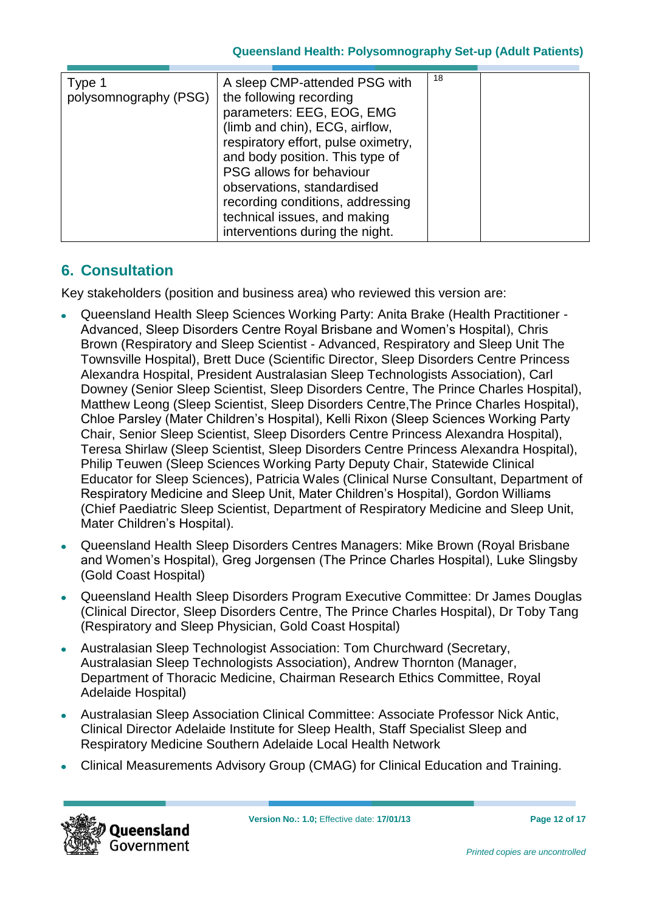| Type 1 polysomnography (PSG) | A sleep CMP-attended PSG with the following recording parameters: EEG, EOG, EMG (limb and chin), ECG, airflow, respiratory effort, pulse oximetry, and body position. This type of PSG allows for behaviour observations, standardised recording conditions, addressing technical issues, and making interventions during the night. | 18 | |
|---|---|---|---|

## 6. Consultation

Key stakeholders (position and business area) who reviewed this version are:

- Queensland Health Sleep Sciences Working Party: Anita Brake (Health Practitioner - Advanced, Sleep Disorders Centre Royal Brisbane and Women's Hospital), Chris Brown (Respiratory and Sleep Scientist - Advanced, Respiratory and Sleep Unit The Townsville Hospital), Brett Duce (Scientific Director, Sleep Disorders Centre Princess Alexandra Hospital, President Australasian Sleep Technologists Association), Carl Downey (Senior Sleep Scientist, Sleep Disorders Centre, The Prince Charles Hospital), Matthew Leong (Sleep Scientist, Sleep Disorders Centre,The Prince Charles Hospital), Chloe Parsley (Mater Children's Hospital), Kelli Rixon (Sleep Sciences Working Party Chair, Senior Sleep Scientist, Sleep Disorders Centre Princess Alexandra Hospital), Teresa Shirlaw (Sleep Scientist, Sleep Disorders Centre Princess Alexandra Hospital), Philip Teuwen (Sleep Sciences Working Party Deputy Chair, Statewide Clinical Educator for Sleep Sciences), Patricia Wales (Clinical Nurse Consultant, Department of Respiratory Medicine and Sleep Unit, Mater Children's Hospital), Gordon Williams (Chief Paediatric Sleep Scientist, Department of Respiratory Medicine and Sleep Unit, Mater Children's Hospital).
- Queensland Health Sleep Disorders Centres Managers: Mike Brown (Royal Brisbane and Women's Hospital), Greg Jorgensen (The Prince Charles Hospital), Luke Slingsby (Gold Coast Hospital)
- Queensland Health Sleep Disorders Program Executive Committee: Dr James Douglas (Clinical Director, Sleep Disorders Centre, The Prince Charles Hospital), Dr Toby Tang (Respiratory and Sleep Physician, Gold Coast Hospital)
- Australasian Sleep Technologist Association: Tom Churchward (Secretary, Australasian Sleep Technologists Association), Andrew Thornton (Manager, Department of Thoracic Medicine, Chairman Research Ethics Committee, Royal Adelaide Hospital)
- Australasian Sleep Association Clinical Committee: Associate Professor Nick Antic, Clinical Director Adelaide Institute for Sleep Health, Staff Specialist Sleep and Respiratory Medicine Southern Adelaide Local Health Network
- Clinical Measurements Advisory Group (CMAG) for Clinical Education and Training.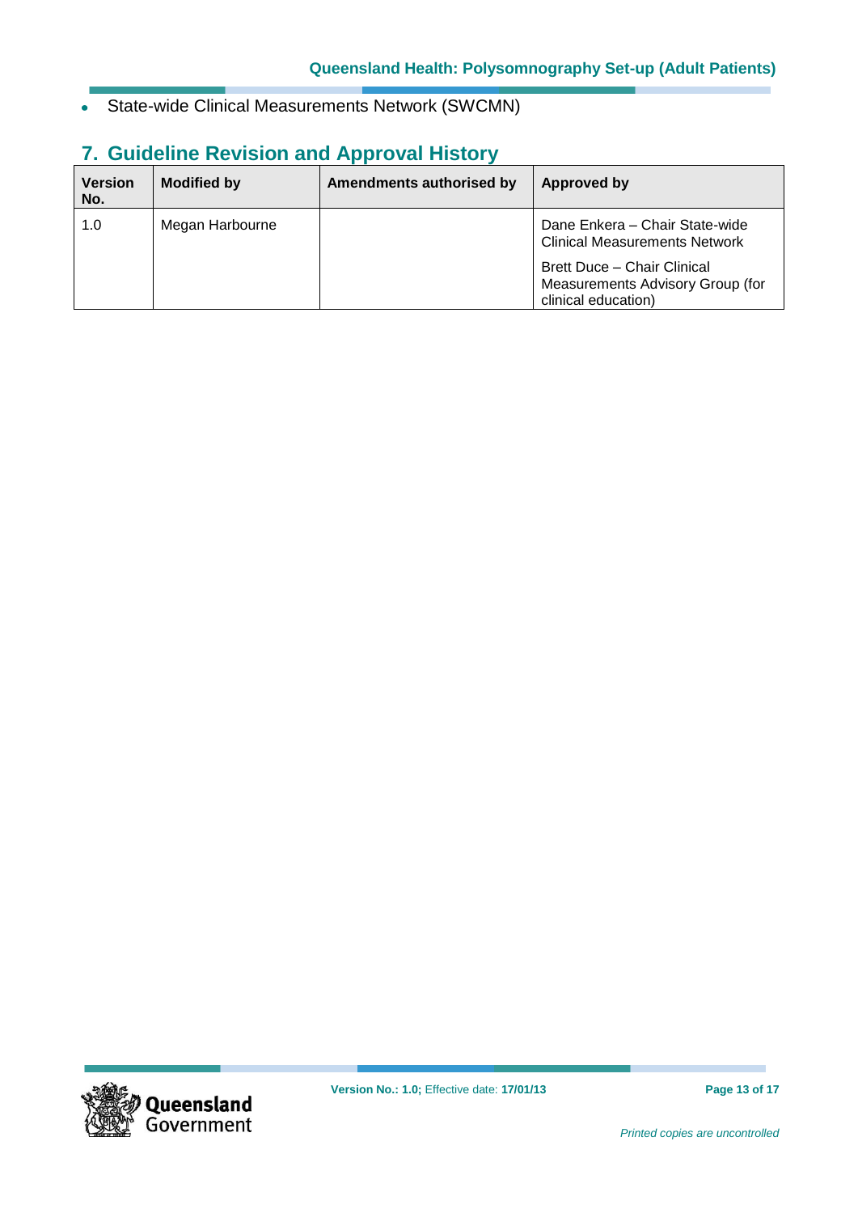- State-wide Clinical Measurements Network (SWCMN)

## 7. Guideline Revision and Approval History

| Version No. | Modified by | Amendments authorised by | Approved by |
|---|---|---|---|
| 1.0 | Megan Harbourne | | Dane Enkera – Chair State-wide Clinical Measurements Network<br><br>Brett Duce – Chair Clinical Measurements Advisory Group (for clinical education) |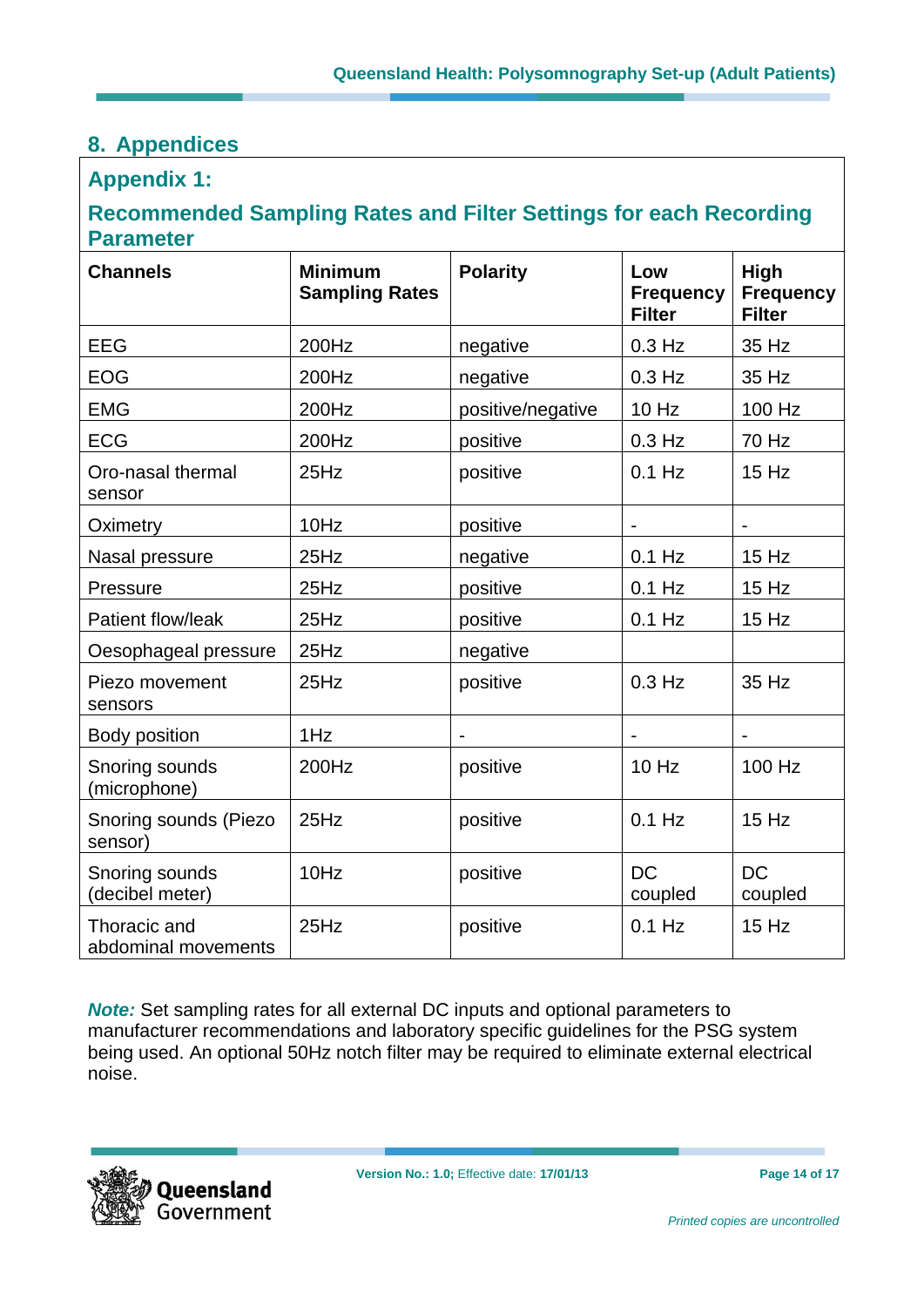## 8. Appendices

### Appendix 1:

### Recommended Sampling Rates and Filter Settings for each Recording Parameter

| Channels | Minimum Sampling Rates | Polarity | Low Frequency Filter | High Frequency Filter |
|---|---|---|---|---|
| EEG | 200Hz | negative | 0.3 Hz | 35 Hz |
| EOG | 200Hz | negative | 0.3 Hz | 35 Hz |
| EMG | 200Hz | positive/negative | 10 Hz | 100 Hz |
| ECG | 200Hz | positive | 0.3 Hz | 70 Hz |
| Oro-nasal thermal sensor | 25Hz | positive | 0.1 Hz | 15 Hz |
| Oximetry | 10Hz | positive | - | - |
| Nasal pressure | 25Hz | negative | 0.1 Hz | 15 Hz |
| Pressure | 25Hz | positive | 0.1 Hz | 15 Hz |
| Patient flow/leak | 25Hz | positive | 0.1 Hz | 15 Hz |
| Oesophageal pressure | 25Hz | negative | | |
| Piezo movement sensors | 25Hz | positive | 0.3 Hz | 35 Hz |
| Body position | 1Hz | - | - | - |
| Snoring sounds (microphone) | 200Hz | positive | 10 Hz | 100 Hz |
| Snoring sounds (Piezo sensor) | 25Hz | positive | 0.1 Hz | 15 Hz |
| Snoring sounds (decibel meter) | 10Hz | positive | DC coupled | DC coupled |
| Thoracic and abdominal movements | 25Hz | positive | 0.1 Hz | 15 Hz |

***Note:*** Set sampling rates for all external DC inputs and optional parameters to manufacturer recommendations and laboratory specific guidelines for the PSG system being used. An optional 50Hz notch filter may be required to eliminate external electrical noise.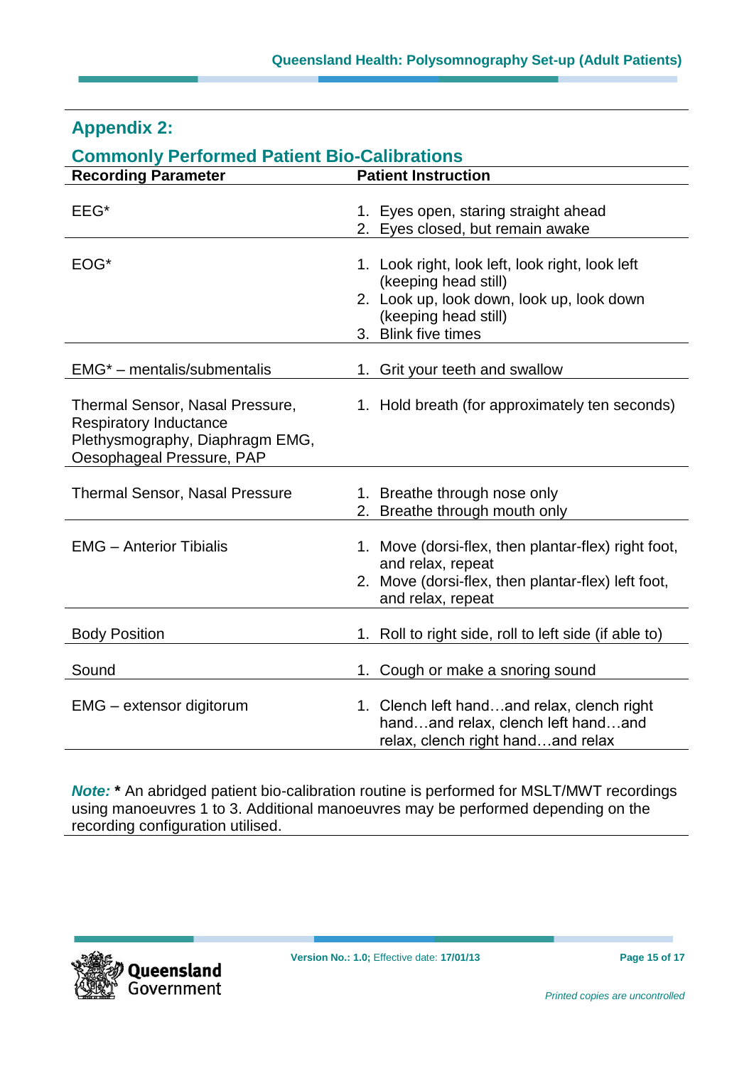## Appendix 2:

### Commonly Performed Patient Bio-Calibrations

| Recording Parameter | Patient Instruction |
|---|---|
| EEG* | 1. Eyes open, staring straight ahead<br>2. Eyes closed, but remain awake |
| EOG* | 1. Look right, look left, look right, look left (keeping head still)<br>2. Look up, look down, look up, look down (keeping head still)<br>3. Blink five times |
| EMG* – mentalis/submentalis | 1. Grit your teeth and swallow |
| Thermal Sensor, Nasal Pressure, Respiratory Inductance Plethysmography, Diaphragm EMG, Oesophageal Pressure, PAP | 1. Hold breath (for approximately ten seconds) |
| Thermal Sensor, Nasal Pressure | 1. Breathe through nose only<br>2. Breathe through mouth only |
| EMG – Anterior Tibialis | 1. Move (dorsi-flex, then plantar-flex) right foot, and relax, repeat<br>2. Move (dorsi-flex, then plantar-flex) left foot, and relax, repeat |
| Body Position | 1. Roll to right side, roll to left side (if able to) |
| Sound | 1. Cough or make a snoring sound |
| EMG – extensor digitorum | 1. Clench left hand…and relax, clench right hand…and relax, clench left hand…and relax, clench right hand…and relax |

***Note:*** **\*** An abridged patient bio-calibration routine is performed for MSLT/MWT recordings using manoeuvres 1 to 3. Additional manoeuvres may be performed depending on the recording configuration utilised.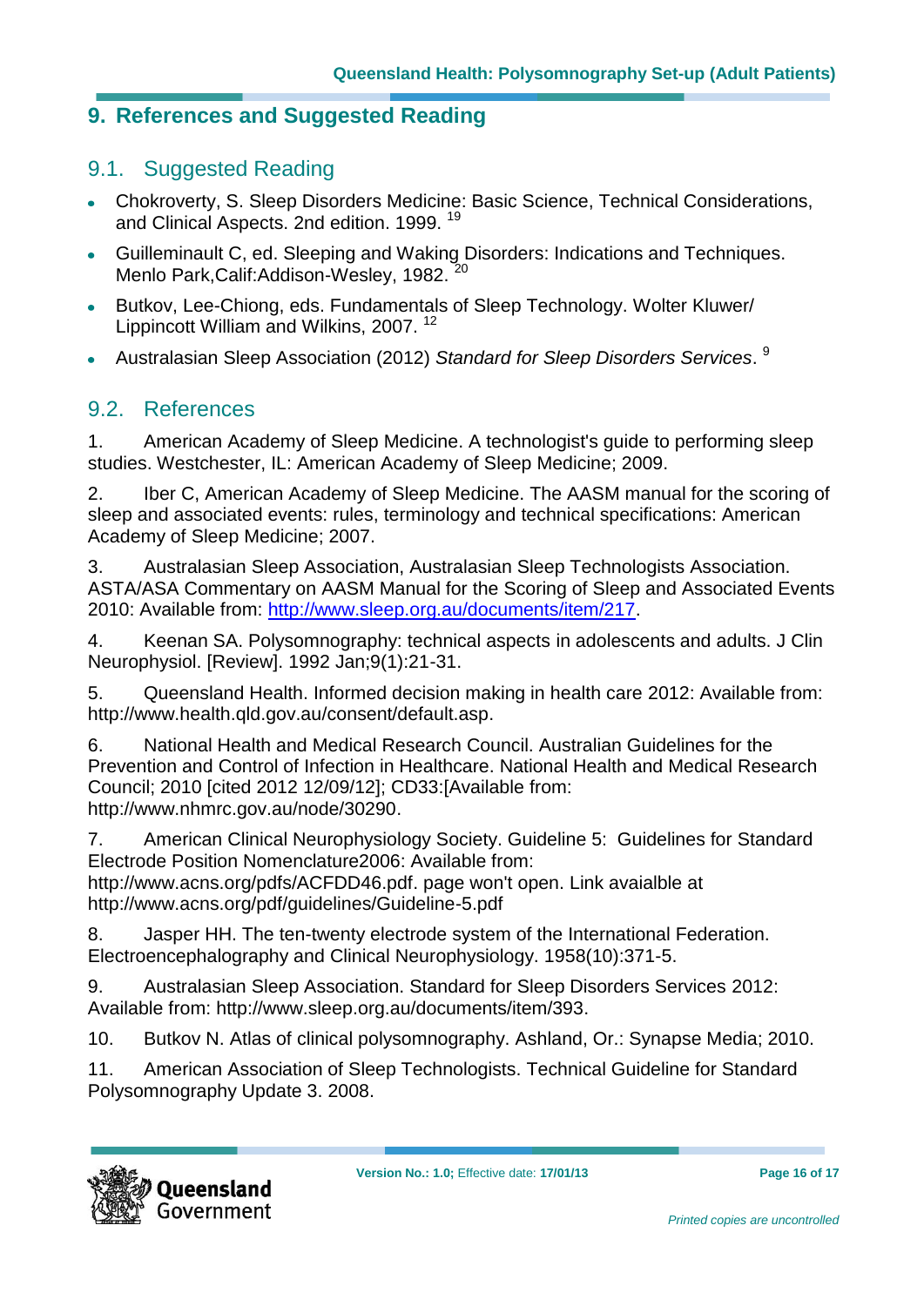# 9. References and Suggested Reading

## 9.1. Suggested Reading

- Chokroverty, S. Sleep Disorders Medicine: Basic Science, Technical Considerations, and Clinical Aspects. 2nd edition. 1999. [19]
- Guilleminault C, ed. Sleeping and Waking Disorders: Indications and Techniques. Menlo Park,Calif:Addison-Wesley, 1982. [20]
- Butkov, Lee-Chiong, eds. Fundamentals of Sleep Technology. Wolter Kluwer/ Lippincott William and Wilkins, 2007. [12]
- Australasian Sleep Association (2012) *Standard for Sleep Disorders Services*. [9]

## 9.2. References

1. American Academy of Sleep Medicine. A technologist's guide to performing sleep studies. Westchester, IL: American Academy of Sleep Medicine; 2009.

2. Iber C, American Academy of Sleep Medicine. The AASM manual for the scoring of sleep and associated events: rules, terminology and technical specifications: American Academy of Sleep Medicine; 2007.

3. Australasian Sleep Association, Australasian Sleep Technologists Association. ASTA/ASA Commentary on AASM Manual for the Scoring of Sleep and Associated Events 2010: Available from: [http://www.sleep.org.au/documents/item/217](http://www.sleep.org.au/documents/item/217).

4. Keenan SA. Polysomnography: technical aspects in adolescents and adults. J Clin Neurophysiol. [Review]. 1992 Jan;9(1):21-31.

5. Queensland Health. Informed decision making in health care 2012: Available from: http://www.health.qld.gov.au/consent/default.asp.

6. National Health and Medical Research Council. Australian Guidelines for the Prevention and Control of Infection in Healthcare. National Health and Medical Research Council; 2010 [cited 2012 12/09/12]; CD33:[Available from: http://www.nhmrc.gov.au/node/30290.

7. American Clinical Neurophysiology Society. Guideline 5: Guidelines for Standard Electrode Position Nomenclature2006: Available from: http://www.acns.org/pdfs/ACFDD46.pdf. page won't open. Link avaialble at http://www.acns.org/pdf/guidelines/Guideline-5.pdf

8. Jasper HH. The ten-twenty electrode system of the International Federation. Electroencephalography and Clinical Neurophysiology. 1958(10):371-5.

9. Australasian Sleep Association. Standard for Sleep Disorders Services 2012: Available from: http://www.sleep.org.au/documents/item/393.

10. Butkov N. Atlas of clinical polysomnography. Ashland, Or.: Synapse Media; 2010.

11. American Association of Sleep Technologists. Technical Guideline for Standard Polysomnography Update 3. 2008.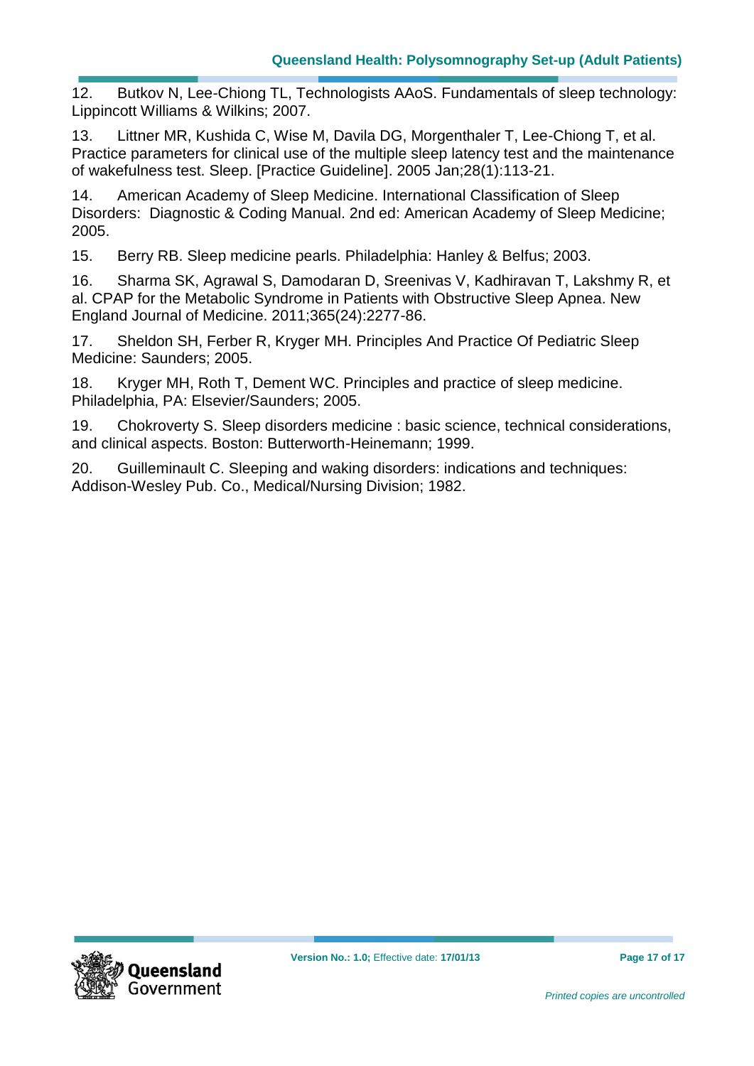12. Butkov N, Lee-Chiong TL, Technologists AAoS. Fundamentals of sleep technology: Lippincott Williams & Wilkins; 2007.

13. Littner MR, Kushida C, Wise M, Davila DG, Morgenthaler T, Lee-Chiong T, et al. Practice parameters for clinical use of the multiple sleep latency test and the maintenance of wakefulness test. Sleep. [Practice Guideline]. 2005 Jan;28(1):113-21.

14. American Academy of Sleep Medicine. International Classification of Sleep Disorders: Diagnostic & Coding Manual. 2nd ed: American Academy of Sleep Medicine; 2005.

15. Berry RB. Sleep medicine pearls. Philadelphia: Hanley & Belfus; 2003.

16. Sharma SK, Agrawal S, Damodaran D, Sreenivas V, Kadhiravan T, Lakshmy R, et al. CPAP for the Metabolic Syndrome in Patients with Obstructive Sleep Apnea. New England Journal of Medicine. 2011;365(24):2277-86.

17. Sheldon SH, Ferber R, Kryger MH. Principles And Practice Of Pediatric Sleep Medicine: Saunders; 2005.

18. Kryger MH, Roth T, Dement WC. Principles and practice of sleep medicine. Philadelphia, PA: Elsevier/Saunders; 2005.

19. Chokroverty S. Sleep disorders medicine : basic science, technical considerations, and clinical aspects. Boston: Butterworth-Heinemann; 1999.

20. Guilleminault C. Sleeping and waking disorders: indications and techniques: Addison-Wesley Pub. Co., Medical/Nursing Division; 1982.